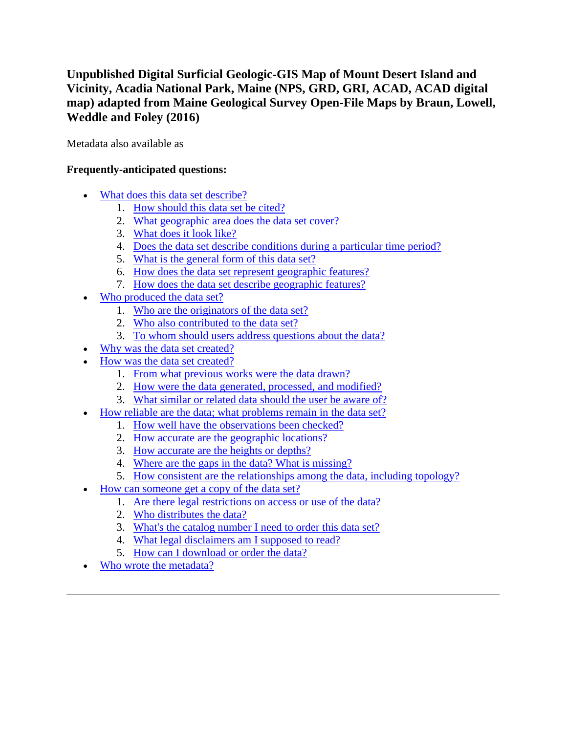# Unpublished Digital Surficial Geologic-GIS Map of Mount Desert Island and Vicinity, Acadia National Park, Maine (NPS, GRD, GRI, ACAD, ACAD digital map) adapted from Maine Geological Survey Open-File Maps by Braun, Lowell, Weddle and Foley (2016)

Metadata also available as

**Frequently-anticipated questions:**

- What does this data set describe?
  1. How should this data set be cited?
  2. What geographic area does the data set cover?
  3. What does it look like?
  4. Does the data set describe conditions during a particular time period?
  5. What is the general form of this data set?
  6. How does the data set represent geographic features?
  7. How does the data set describe geographic features?
- Who produced the data set?
  1. Who are the originators of the data set?
  2. Who also contributed to the data set?
  3. To whom should users address questions about the data?
- Why was the data set created?
- How was the data set created?
  1. From what previous works were the data drawn?
  2. How were the data generated, processed, and modified?
  3. What similar or related data should the user be aware of?
- How reliable are the data; what problems remain in the data set?
  1. How well have the observations been checked?
  2. How accurate are the geographic locations?
  3. How accurate are the heights or depths?
  4. Where are the gaps in the data? What is missing?
  5. How consistent are the relationships among the data, including topology?
- How can someone get a copy of the data set?
  1. Are there legal restrictions on access or use of the data?
  2. Who distributes the data?
  3. What's the catalog number I need to order this data set?
  4. What legal disclaimers am I supposed to read?
  5. How can I download or order the data?
- Who wrote the metadata?

---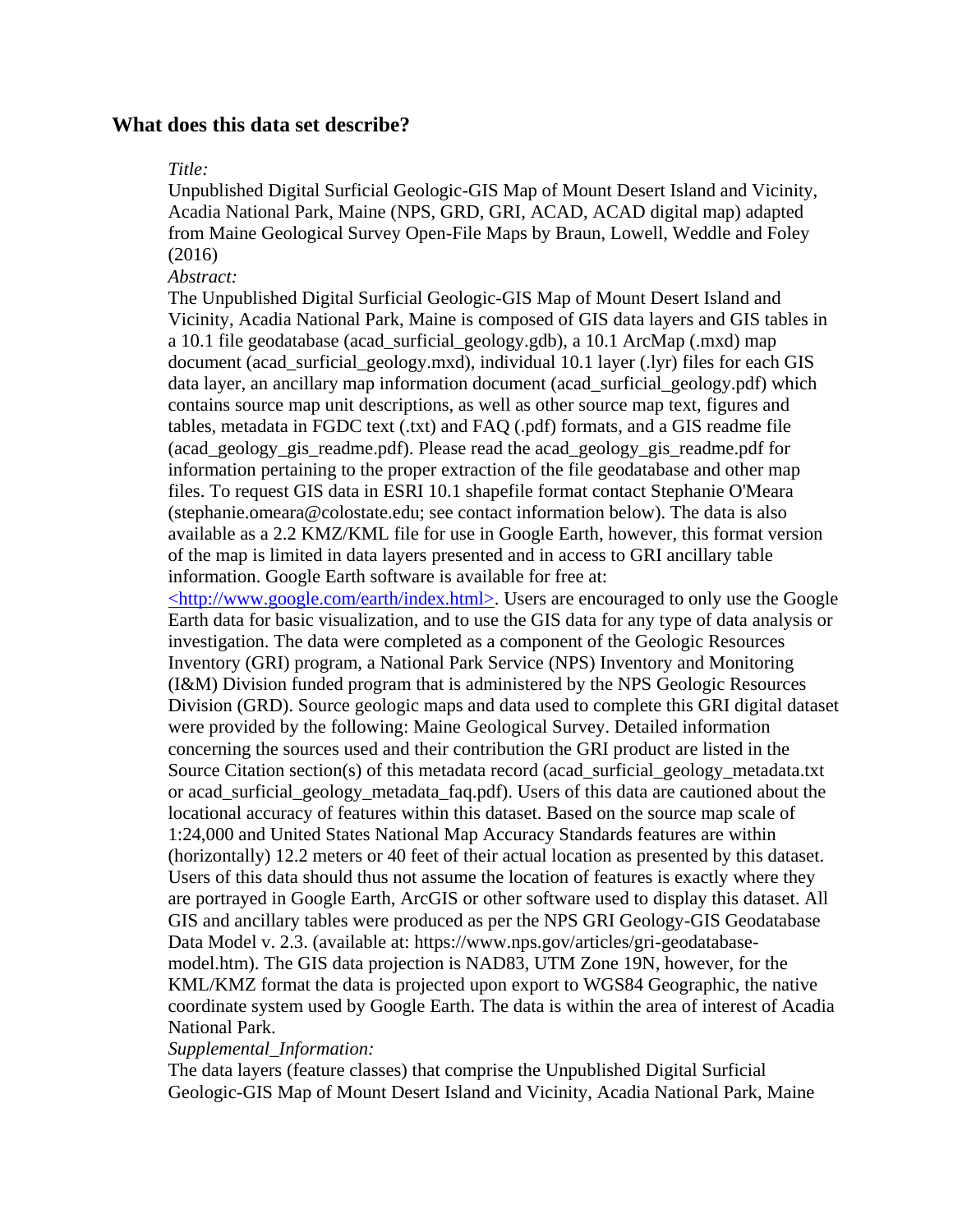## What does this data set describe?

*Title:*

Unpublished Digital Surficial Geologic-GIS Map of Mount Desert Island and Vicinity, Acadia National Park, Maine (NPS, GRD, GRI, ACAD, ACAD digital map) adapted from Maine Geological Survey Open-File Maps by Braun, Lowell, Weddle and Foley (2016)

*Abstract:*

The Unpublished Digital Surficial Geologic-GIS Map of Mount Desert Island and Vicinity, Acadia National Park, Maine is composed of GIS data layers and GIS tables in a 10.1 file geodatabase (acad_surficial_geology.gdb), a 10.1 ArcMap (.mxd) map document (acad_surficial_geology.mxd), individual 10.1 layer (.lyr) files for each GIS data layer, an ancillary map information document (acad_surficial_geology.pdf) which contains source map unit descriptions, as well as other source map text, figures and tables, metadata in FGDC text (.txt) and FAQ (.pdf) formats, and a GIS readme file (acad_geology_gis_readme.pdf). Please read the acad_geology_gis_readme.pdf for information pertaining to the proper extraction of the file geodatabase and other map files. To request GIS data in ESRI 10.1 shapefile format contact Stephanie O'Meara (stephanie.omeara@colostate.edu; see contact information below). The data is also available as a 2.2 KMZ/KML file for use in Google Earth, however, this format version of the map is limited in data layers presented and in access to GRI ancillary table information. Google Earth software is available for free at: <http://www.google.com/earth/index.html>. Users are encouraged to only use the Google Earth data for basic visualization, and to use the GIS data for any type of data analysis or investigation. The data were completed as a component of the Geologic Resources Inventory (GRI) program, a National Park Service (NPS) Inventory and Monitoring (I&M) Division funded program that is administered by the NPS Geologic Resources Division (GRD). Source geologic maps and data used to complete this GRI digital dataset were provided by the following: Maine Geological Survey. Detailed information concerning the sources used and their contribution the GRI product are listed in the Source Citation section(s) of this metadata record (acad_surficial_geology_metadata.txt or acad_surficial_geology_metadata_faq.pdf). Users of this data are cautioned about the locational accuracy of features within this dataset. Based on the source map scale of 1:24,000 and United States National Map Accuracy Standards features are within (horizontally) 12.2 meters or 40 feet of their actual location as presented by this dataset. Users of this data should thus not assume the location of features is exactly where they are portrayed in Google Earth, ArcGIS or other software used to display this dataset. All GIS and ancillary tables were produced as per the NPS GRI Geology-GIS Geodatabase Data Model v. 2.3. (available at: https://www.nps.gov/articles/gri-geodatabase-model.htm). The GIS data projection is NAD83, UTM Zone 19N, however, for the KML/KMZ format the data is projected upon export to WGS84 Geographic, the native coordinate system used by Google Earth. The data is within the area of interest of Acadia National Park.

*Supplemental_Information:*

The data layers (feature classes) that comprise the Unpublished Digital Surficial Geologic-GIS Map of Mount Desert Island and Vicinity, Acadia National Park, Maine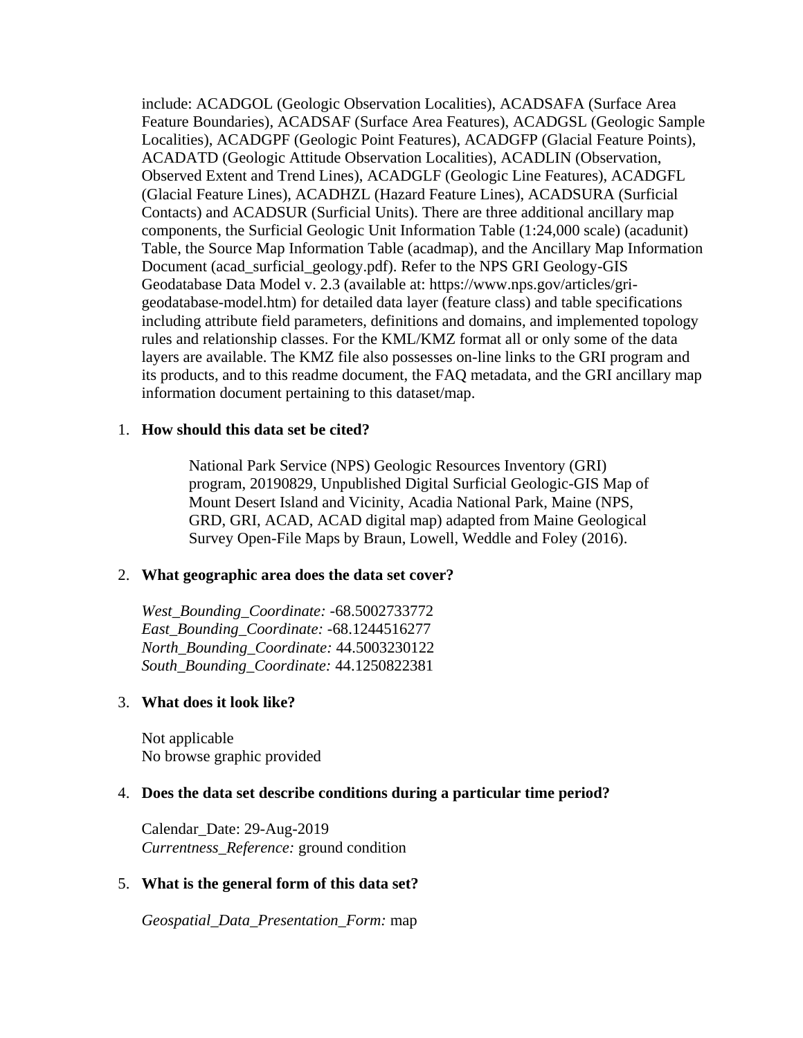include: ACADGOL (Geologic Observation Localities), ACADSAFA (Surface Area Feature Boundaries), ACADSAF (Surface Area Features), ACADGSL (Geologic Sample Localities), ACADGPF (Geologic Point Features), ACADGFP (Glacial Feature Points), ACADATD (Geologic Attitude Observation Localities), ACADLIN (Observation, Observed Extent and Trend Lines), ACADGLF (Geologic Line Features), ACADGFL (Glacial Feature Lines), ACADHZL (Hazard Feature Lines), ACADSURA (Surficial Contacts) and ACADSUR (Surficial Units). There are three additional ancillary map components, the Surficial Geologic Unit Information Table (1:24,000 scale) (acadunit) Table, the Source Map Information Table (acadmap), and the Ancillary Map Information Document (acad_surficial_geology.pdf). Refer to the NPS GRI Geology-GIS Geodatabase Data Model v. 2.3 (available at: https://www.nps.gov/articles/gri-geodatabase-model.htm) for detailed data layer (feature class) and table specifications including attribute field parameters, definitions and domains, and implemented topology rules and relationship classes. For the KML/KMZ format all or only some of the data layers are available. The KMZ file also possesses on-line links to the GRI program and its products, and to this readme document, the FAQ metadata, and the GRI ancillary map information document pertaining to this dataset/map.

1. **How should this data set be cited?**

   National Park Service (NPS) Geologic Resources Inventory (GRI) program, 20190829, Unpublished Digital Surficial Geologic-GIS Map of Mount Desert Island and Vicinity, Acadia National Park, Maine (NPS, GRD, GRI, ACAD, ACAD digital map) adapted from Maine Geological Survey Open-File Maps by Braun, Lowell, Weddle and Foley (2016).

2. **What geographic area does the data set cover?**

   *West_Bounding_Coordinate:* -68.5002733772
   *East_Bounding_Coordinate:* -68.1244516277
   *North_Bounding_Coordinate:* 44.5003230122
   *South_Bounding_Coordinate:* 44.1250822381

3. **What does it look like?**

   Not applicable
   No browse graphic provided

4. **Does the data set describe conditions during a particular time period?**

   Calendar_Date: 29-Aug-2019
   *Currentness_Reference:* ground condition

5. **What is the general form of this data set?**

   *Geospatial_Data_Presentation_Form:* map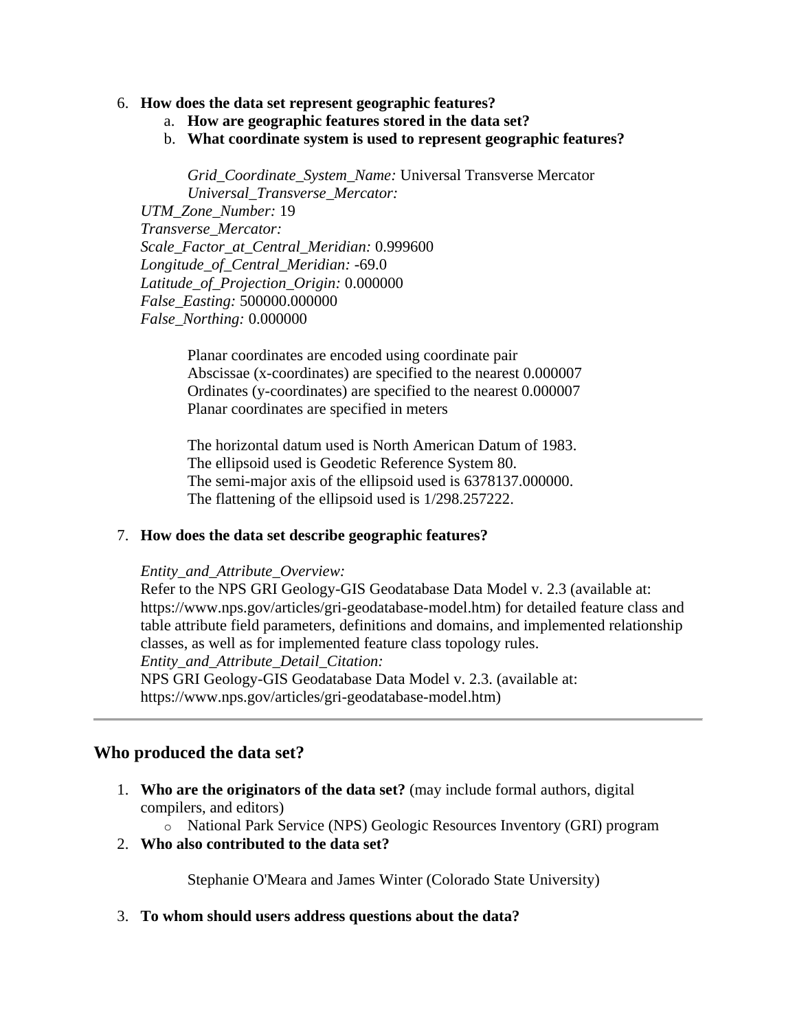6. **How does the data set represent geographic features?**
   a. **How are geographic features stored in the data set?**
   b. **What coordinate system is used to represent geographic features?**

      *Grid_Coordinate_System_Name:* Universal Transverse Mercator
      *Universal_Transverse_Mercator:*

   *UTM_Zone_Number:* 19
   *Transverse_Mercator:*
   *Scale_Factor_at_Central_Meridian:* 0.999600
   *Longitude_of_Central_Meridian:* -69.0
   *Latitude_of_Projection_Origin:* 0.000000
   *False_Easting:* 500000.000000
   *False_Northing:* 0.000000

      Planar coordinates are encoded using coordinate pair
      Abscissae (x-coordinates) are specified to the nearest 0.000007
      Ordinates (y-coordinates) are specified to the nearest 0.000007
      Planar coordinates are specified in meters

      The horizontal datum used is North American Datum of 1983.
      The ellipsoid used is Geodetic Reference System 80.
      The semi-major axis of the ellipsoid used is 6378137.000000.
      The flattening of the ellipsoid used is 1/298.257222.

7. **How does the data set describe geographic features?**

   *Entity_and_Attribute_Overview:*
   Refer to the NPS GRI Geology-GIS Geodatabase Data Model v. 2.3 (available at: https://www.nps.gov/articles/gri-geodatabase-model.htm) for detailed feature class and table attribute field parameters, definitions and domains, and implemented relationship classes, as well as for implemented feature class topology rules.
   *Entity_and_Attribute_Detail_Citation:*
   NPS GRI Geology-GIS Geodatabase Data Model v. 2.3. (available at: https://www.nps.gov/articles/gri-geodatabase-model.htm)

---

## Who produced the data set?

1. **Who are the originators of the data set?** (may include formal authors, digital compilers, and editors)
   - National Park Service (NPS) Geologic Resources Inventory (GRI) program
2. **Who also contributed to the data set?**

   Stephanie O'Meara and James Winter (Colorado State University)

3. **To whom should users address questions about the data?**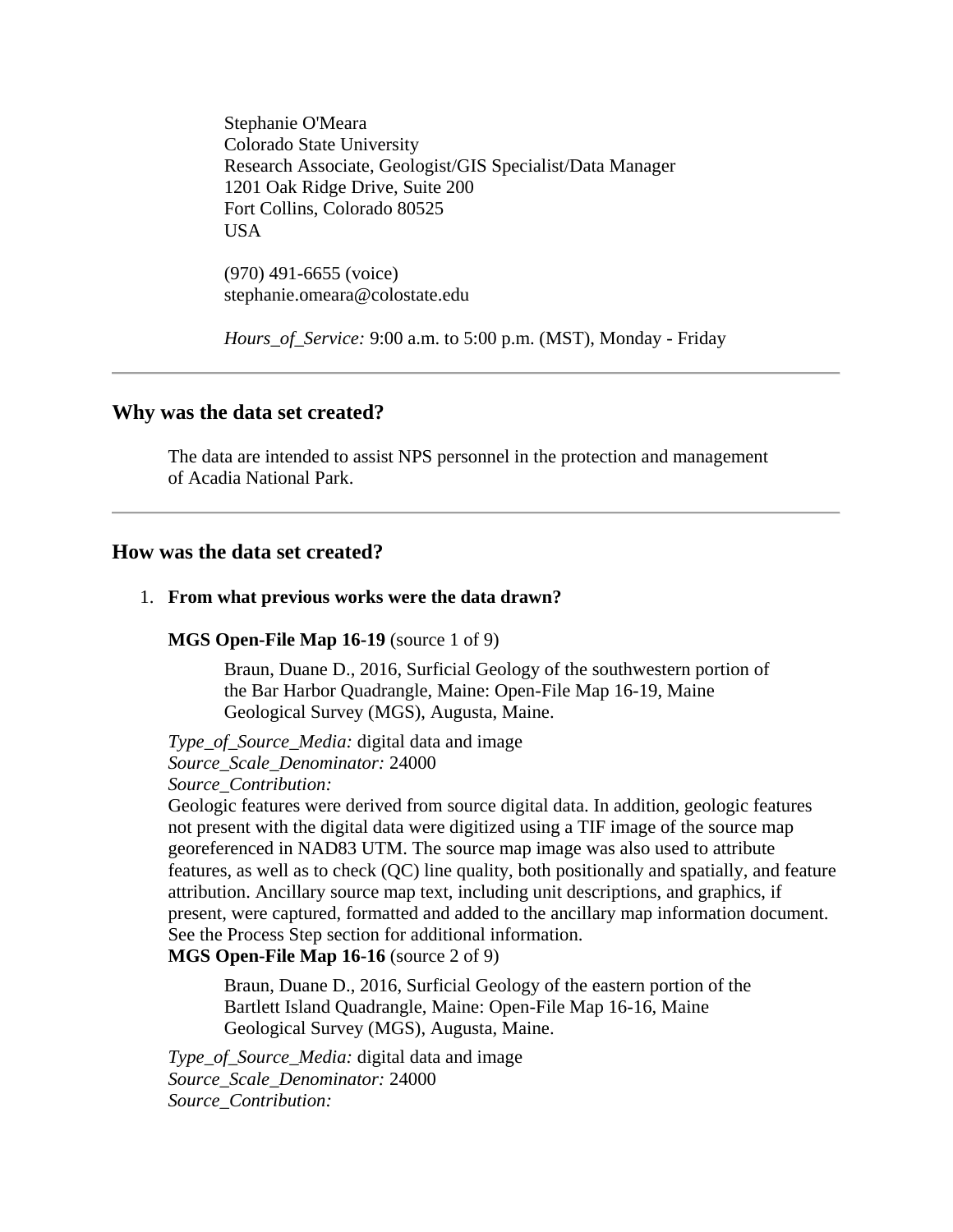Stephanie O'Meara
Colorado State University
Research Associate, Geologist/GIS Specialist/Data Manager
1201 Oak Ridge Drive, Suite 200
Fort Collins, Colorado 80525
USA

(970) 491-6655 (voice)
stephanie.omeara@colostate.edu

*Hours_of_Service:* 9:00 a.m. to 5:00 p.m. (MST), Monday - Friday

---

## Why was the data set created?

The data are intended to assist NPS personnel in the protection and management of Acadia National Park.

---

## How was the data set created?

1. **From what previous works were the data drawn?**

**MGS Open-File Map 16-19** (source 1 of 9)

Braun, Duane D., 2016, Surficial Geology of the southwestern portion of the Bar Harbor Quadrangle, Maine: Open-File Map 16-19, Maine Geological Survey (MGS), Augusta, Maine.

*Type_of_Source_Media:* digital data and image
*Source_Scale_Denominator:* 24000
*Source_Contribution:*
Geologic features were derived from source digital data. In addition, geologic features not present with the digital data were digitized using a TIF image of the source map georeferenced in NAD83 UTM. The source map image was also used to attribute features, as well as to check (QC) line quality, both positionally and spatially, and feature attribution. Ancillary source map text, including unit descriptions, and graphics, if present, were captured, formatted and added to the ancillary map information document. See the Process Step section for additional information.

**MGS Open-File Map 16-16** (source 2 of 9)

Braun, Duane D., 2016, Surficial Geology of the eastern portion of the Bartlett Island Quadrangle, Maine: Open-File Map 16-16, Maine Geological Survey (MGS), Augusta, Maine.

*Type_of_Source_Media:* digital data and image
*Source_Scale_Denominator:* 24000
*Source_Contribution:*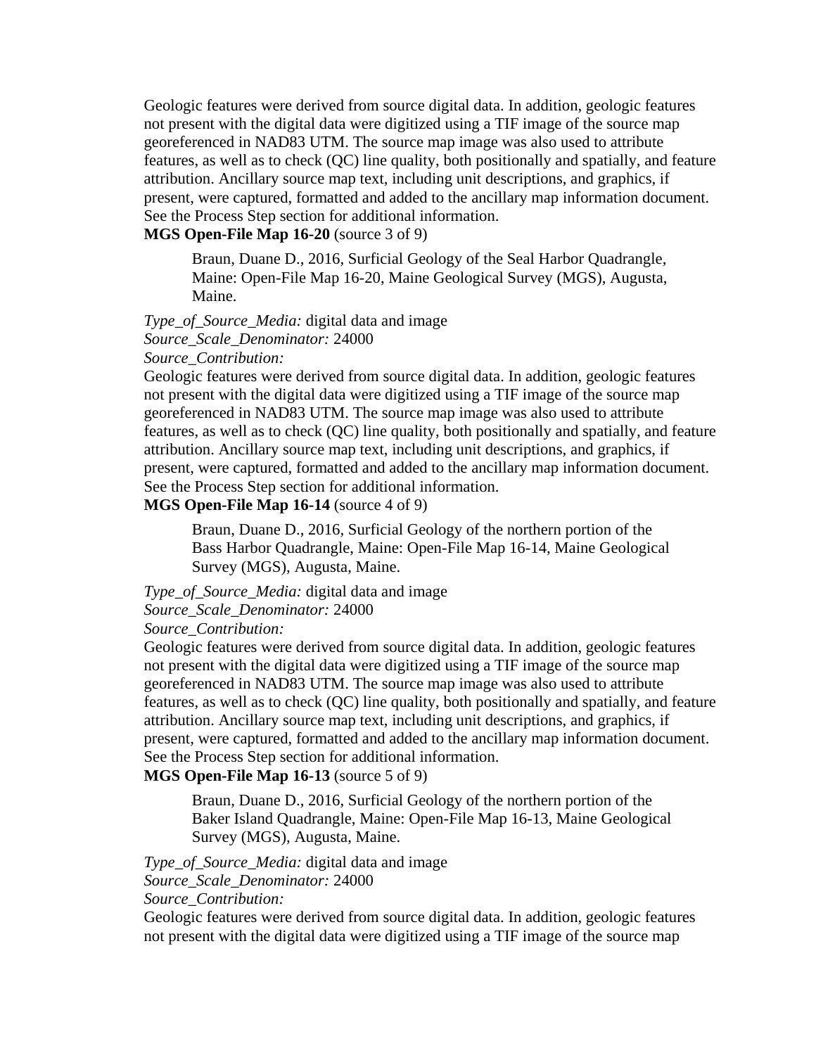Geologic features were derived from source digital data. In addition, geologic features not present with the digital data were digitized using a TIF image of the source map georeferenced in NAD83 UTM. The source map image was also used to attribute features, as well as to check (QC) line quality, both positionally and spatially, and feature attribution. Ancillary source map text, including unit descriptions, and graphics, if present, were captured, formatted and added to the ancillary map information document. See the Process Step section for additional information.

**MGS Open-File Map 16-20** (source 3 of 9)

> Braun, Duane D., 2016, Surficial Geology of the Seal Harbor Quadrangle, Maine: Open-File Map 16-20, Maine Geological Survey (MGS), Augusta, Maine.

*Type_of_Source_Media:* digital data and image
*Source_Scale_Denominator:* 24000
*Source_Contribution:*
Geologic features were derived from source digital data. In addition, geologic features not present with the digital data were digitized using a TIF image of the source map georeferenced in NAD83 UTM. The source map image was also used to attribute features, as well as to check (QC) line quality, both positionally and spatially, and feature attribution. Ancillary source map text, including unit descriptions, and graphics, if present, were captured, formatted and added to the ancillary map information document. See the Process Step section for additional information.

**MGS Open-File Map 16-14** (source 4 of 9)

> Braun, Duane D., 2016, Surficial Geology of the northern portion of the Bass Harbor Quadrangle, Maine: Open-File Map 16-14, Maine Geological Survey (MGS), Augusta, Maine.

*Type_of_Source_Media:* digital data and image
*Source_Scale_Denominator:* 24000
*Source_Contribution:*
Geologic features were derived from source digital data. In addition, geologic features not present with the digital data were digitized using a TIF image of the source map georeferenced in NAD83 UTM. The source map image was also used to attribute features, as well as to check (QC) line quality, both positionally and spatially, and feature attribution. Ancillary source map text, including unit descriptions, and graphics, if present, were captured, formatted and added to the ancillary map information document. See the Process Step section for additional information.

**MGS Open-File Map 16-13** (source 5 of 9)

> Braun, Duane D., 2016, Surficial Geology of the northern portion of the Baker Island Quadrangle, Maine: Open-File Map 16-13, Maine Geological Survey (MGS), Augusta, Maine.

*Type_of_Source_Media:* digital data and image
*Source_Scale_Denominator:* 24000
*Source_Contribution:*
Geologic features were derived from source digital data. In addition, geologic features not present with the digital data were digitized using a TIF image of the source map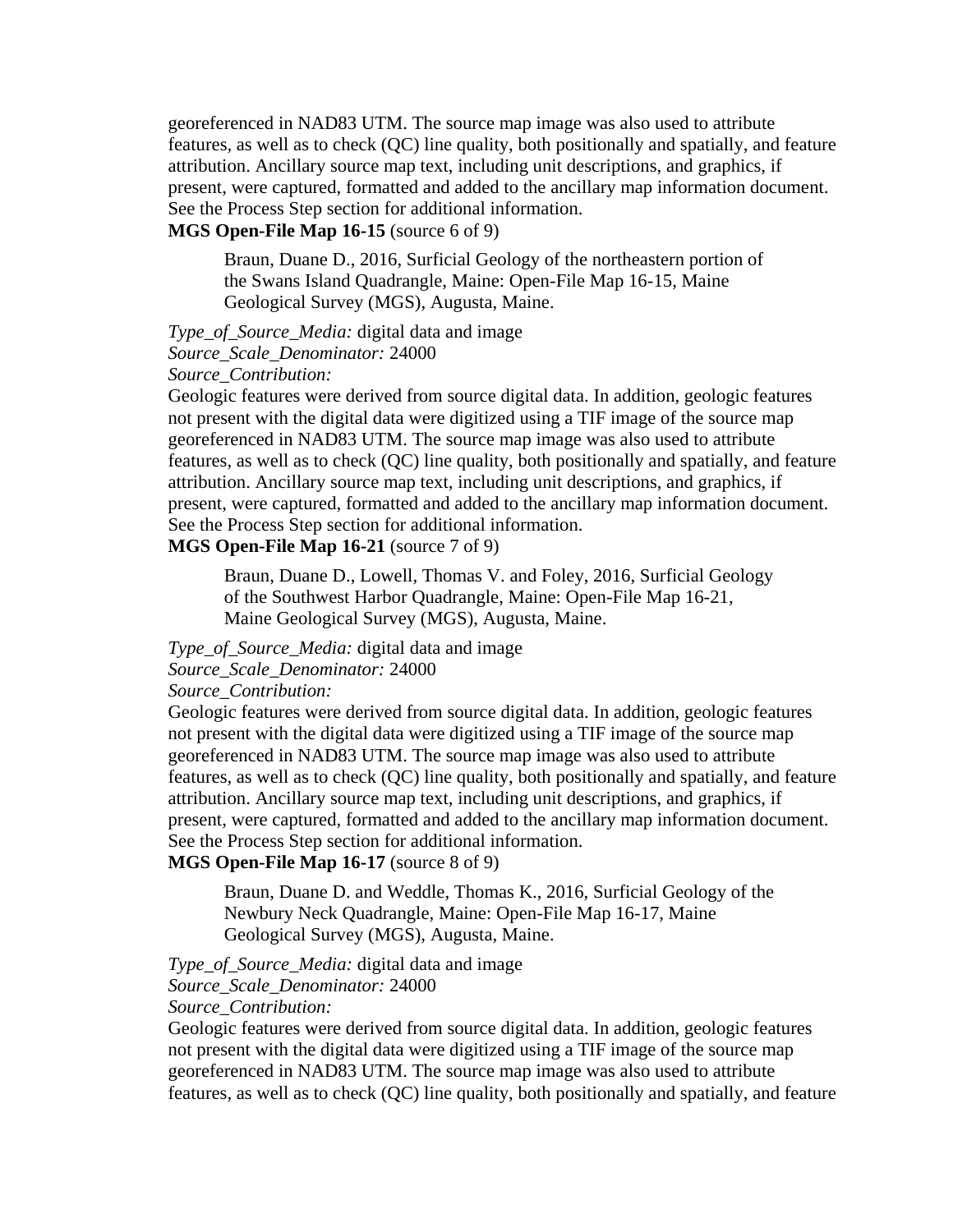georeferenced in NAD83 UTM. The source map image was also used to attribute features, as well as to check (QC) line quality, both positionally and spatially, and feature attribution. Ancillary source map text, including unit descriptions, and graphics, if present, were captured, formatted and added to the ancillary map information document. See the Process Step section for additional information.

**MGS Open-File Map 16-15** (source 6 of 9)

> Braun, Duane D., 2016, Surficial Geology of the northeastern portion of the Swans Island Quadrangle, Maine: Open-File Map 16-15, Maine Geological Survey (MGS), Augusta, Maine.

*Type_of_Source_Media:* digital data and image
*Source_Scale_Denominator:* 24000
*Source_Contribution:*
Geologic features were derived from source digital data. In addition, geologic features not present with the digital data were digitized using a TIF image of the source map georeferenced in NAD83 UTM. The source map image was also used to attribute features, as well as to check (QC) line quality, both positionally and spatially, and feature attribution. Ancillary source map text, including unit descriptions, and graphics, if present, were captured, formatted and added to the ancillary map information document. See the Process Step section for additional information.

**MGS Open-File Map 16-21** (source 7 of 9)

> Braun, Duane D., Lowell, Thomas V. and Foley, 2016, Surficial Geology of the Southwest Harbor Quadrangle, Maine: Open-File Map 16-21, Maine Geological Survey (MGS), Augusta, Maine.

*Type_of_Source_Media:* digital data and image
*Source_Scale_Denominator:* 24000
*Source_Contribution:*
Geologic features were derived from source digital data. In addition, geologic features not present with the digital data were digitized using a TIF image of the source map georeferenced in NAD83 UTM. The source map image was also used to attribute features, as well as to check (QC) line quality, both positionally and spatially, and feature attribution. Ancillary source map text, including unit descriptions, and graphics, if present, were captured, formatted and added to the ancillary map information document. See the Process Step section for additional information.

**MGS Open-File Map 16-17** (source 8 of 9)

> Braun, Duane D. and Weddle, Thomas K., 2016, Surficial Geology of the Newbury Neck Quadrangle, Maine: Open-File Map 16-17, Maine Geological Survey (MGS), Augusta, Maine.

*Type_of_Source_Media:* digital data and image
*Source_Scale_Denominator:* 24000
*Source_Contribution:*
Geologic features were derived from source digital data. In addition, geologic features not present with the digital data were digitized using a TIF image of the source map georeferenced in NAD83 UTM. The source map image was also used to attribute features, as well as to check (QC) line quality, both positionally and spatially, and feature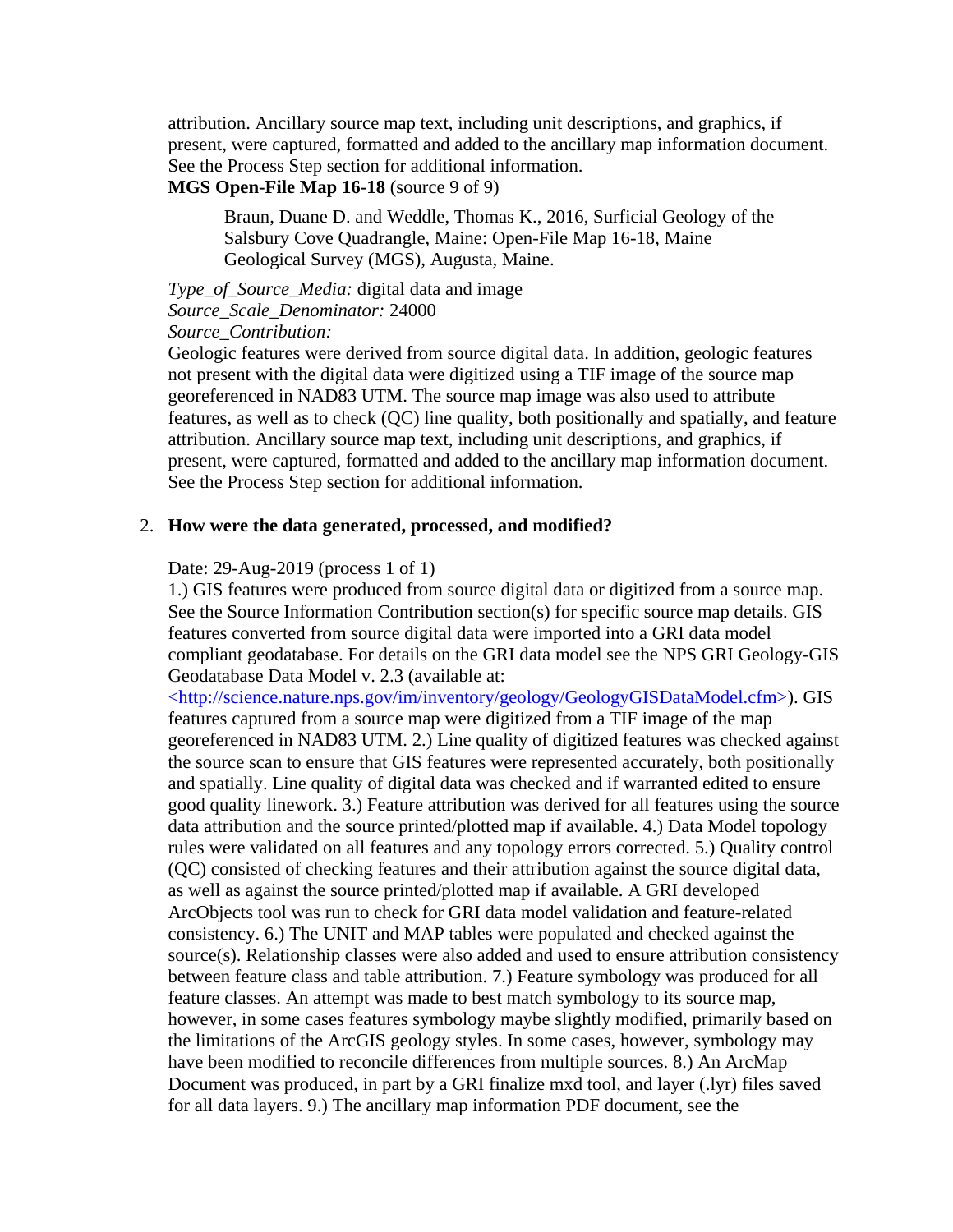attribution. Ancillary source map text, including unit descriptions, and graphics, if present, were captured, formatted and added to the ancillary map information document. See the Process Step section for additional information.

**MGS Open-File Map 16-18** (source 9 of 9)

> Braun, Duane D. and Weddle, Thomas K., 2016, Surficial Geology of the Salsbury Cove Quadrangle, Maine: Open-File Map 16-18, Maine Geological Survey (MGS), Augusta, Maine.

*Type_of_Source_Media:* digital data and image
*Source_Scale_Denominator:* 24000
*Source_Contribution:*
Geologic features were derived from source digital data. In addition, geologic features not present with the digital data were digitized using a TIF image of the source map georeferenced in NAD83 UTM. The source map image was also used to attribute features, as well as to check (QC) line quality, both positionally and spatially, and feature attribution. Ancillary source map text, including unit descriptions, and graphics, if present, were captured, formatted and added to the ancillary map information document. See the Process Step section for additional information.

2. **How were the data generated, processed, and modified?**

   Date: 29-Aug-2019 (process 1 of 1)
   1.) GIS features were produced from source digital data or digitized from a source map. See the Source Information Contribution section(s) for specific source map details. GIS features converted from source digital data were imported into a GRI data model compliant geodatabase. For details on the GRI data model see the NPS GRI Geology-GIS Geodatabase Data Model v. 2.3 (available at: <http://science.nature.nps.gov/im/inventory/geology/GeologyGISDataModel.cfm>). GIS features captured from a source map were digitized from a TIF image of the map georeferenced in NAD83 UTM. 2.) Line quality of digitized features was checked against the source scan to ensure that GIS features were represented accurately, both positionally and spatially. Line quality of digital data was checked and if warranted edited to ensure good quality linework. 3.) Feature attribution was derived for all features using the source data attribution and the source printed/plotted map if available. 4.) Data Model topology rules were validated on all features and any topology errors corrected. 5.) Quality control (QC) consisted of checking features and their attribution against the source digital data, as well as against the source printed/plotted map if available. A GRI developed ArcObjects tool was run to check for GRI data model validation and feature-related consistency. 6.) The UNIT and MAP tables were populated and checked against the source(s). Relationship classes were also added and used to ensure attribution consistency between feature class and table attribution. 7.) Feature symbology was produced for all feature classes. An attempt was made to best match symbology to its source map, however, in some cases features symbology maybe slightly modified, primarily based on the limitations of the ArcGIS geology styles. In some cases, however, symbology may have been modified to reconcile differences from multiple sources. 8.) An ArcMap Document was produced, in part by a GRI finalize mxd tool, and layer (.lyr) files saved for all data layers. 9.) The ancillary map information PDF document, see the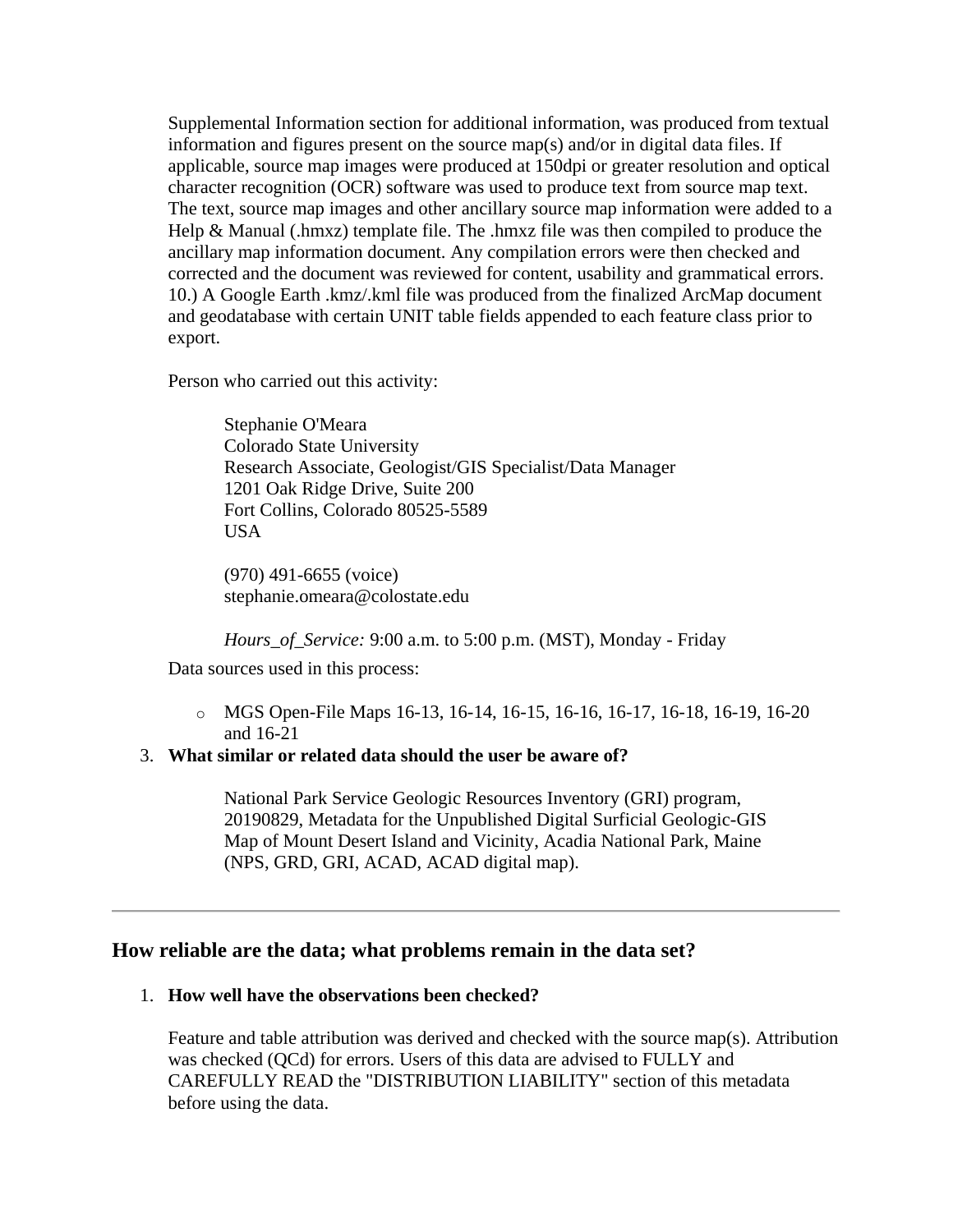Supplemental Information section for additional information, was produced from textual information and figures present on the source map(s) and/or in digital data files. If applicable, source map images were produced at 150dpi or greater resolution and optical character recognition (OCR) software was used to produce text from source map text. The text, source map images and other ancillary source map information were added to a Help & Manual (.hmxz) template file. The .hmxz file was then compiled to produce the ancillary map information document. Any compilation errors were then checked and corrected and the document was reviewed for content, usability and grammatical errors. 10.) A Google Earth .kmz/.kml file was produced from the finalized ArcMap document and geodatabase with certain UNIT table fields appended to each feature class prior to export.

Person who carried out this activity:

> Stephanie O'Meara
> Colorado State University
> Research Associate, Geologist/GIS Specialist/Data Manager
> 1201 Oak Ridge Drive, Suite 200
> Fort Collins, Colorado 80525-5589
> USA
>
> (970) 491-6655 (voice)
> stephanie.omeara@colostate.edu
>
> *Hours_of_Service:* 9:00 a.m. to 5:00 p.m. (MST), Monday - Friday

Data sources used in this process:

- MGS Open-File Maps 16-13, 16-14, 16-15, 16-16, 16-17, 16-18, 16-19, 16-20 and 16-21

3. **What similar or related data should the user be aware of?**

   National Park Service Geologic Resources Inventory (GRI) program, 20190829, Metadata for the Unpublished Digital Surficial Geologic-GIS Map of Mount Desert Island and Vicinity, Acadia National Park, Maine (NPS, GRD, GRI, ACAD, ACAD digital map).

---

## How reliable are the data; what problems remain in the data set?

1. **How well have the observations been checked?**

   Feature and table attribution was derived and checked with the source map(s). Attribution was checked (QCd) for errors. Users of this data are advised to FULLY and CAREFULLY READ the "DISTRIBUTION LIABILITY" section of this metadata before using the data.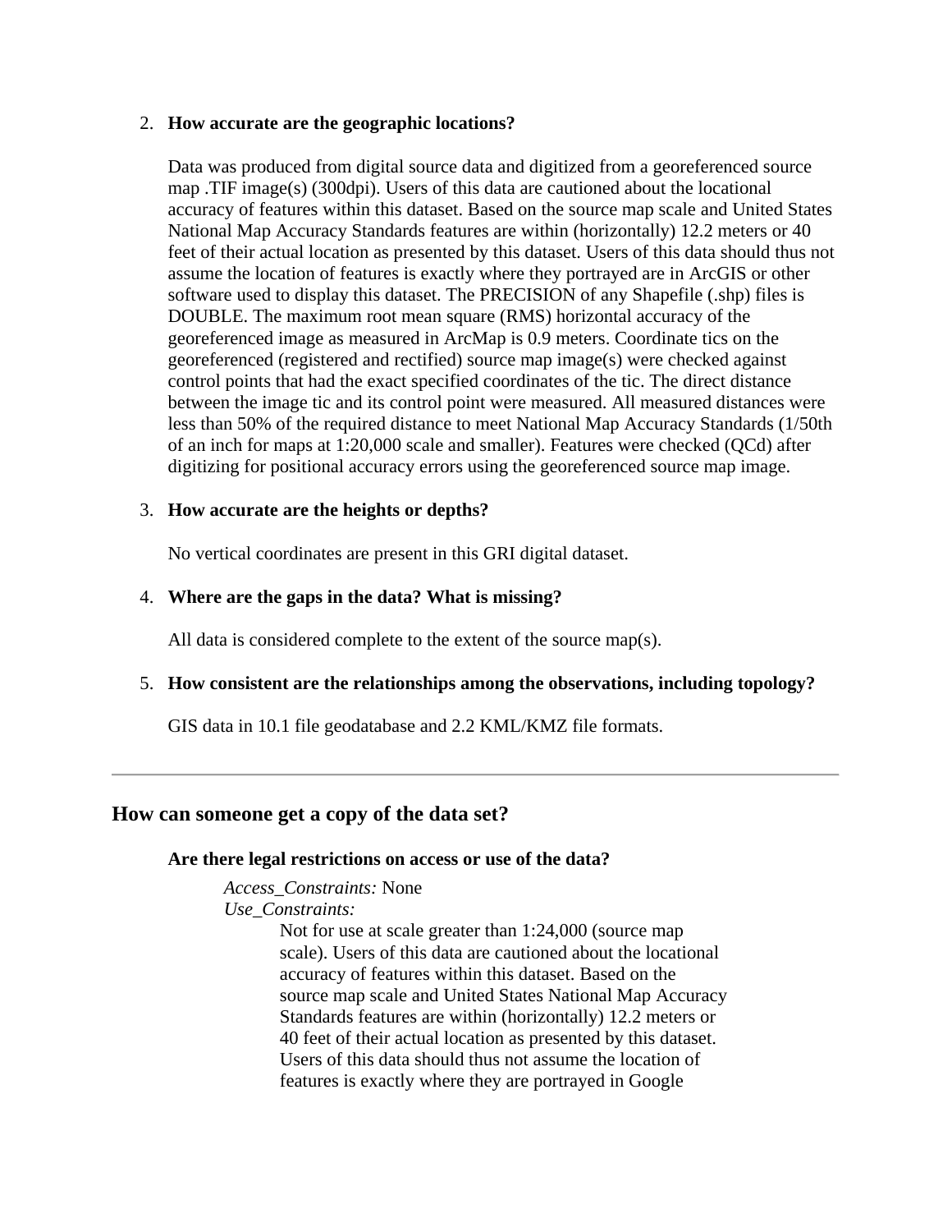2. **How accurate are the geographic locations?**

   Data was produced from digital source data and digitized from a georeferenced source map .TIF image(s) (300dpi). Users of this data are cautioned about the locational accuracy of features within this dataset. Based on the source map scale and United States National Map Accuracy Standards features are within (horizontally) 12.2 meters or 40 feet of their actual location as presented by this dataset. Users of this data should thus not assume the location of features is exactly where they portrayed are in ArcGIS or other software used to display this dataset. The PRECISION of any Shapefile (.shp) files is DOUBLE. The maximum root mean square (RMS) horizontal accuracy of the georeferenced image as measured in ArcMap is 0.9 meters. Coordinate tics on the georeferenced (registered and rectified) source map image(s) were checked against control points that had the exact specified coordinates of the tic. The direct distance between the image tic and its control point were measured. All measured distances were less than 50% of the required distance to meet National Map Accuracy Standards (1/50th of an inch for maps at 1:20,000 scale and smaller). Features were checked (QCd) after digitizing for positional accuracy errors using the georeferenced source map image.

3. **How accurate are the heights or depths?**

   No vertical coordinates are present in this GRI digital dataset.

4. **Where are the gaps in the data? What is missing?**

   All data is considered complete to the extent of the source map(s).

5. **How consistent are the relationships among the observations, including topology?**

   GIS data in 10.1 file geodatabase and 2.2 KML/KMZ file formats.

---

## How can someone get a copy of the data set?

**Are there legal restrictions on access or use of the data?**

*Access_Constraints:* None
*Use_Constraints:*
Not for use at scale greater than 1:24,000 (source map scale). Users of this data are cautioned about the locational accuracy of features within this dataset. Based on the source map scale and United States National Map Accuracy Standards features are within (horizontally) 12.2 meters or 40 feet of their actual location as presented by this dataset. Users of this data should thus not assume the location of features is exactly where they are portrayed in Google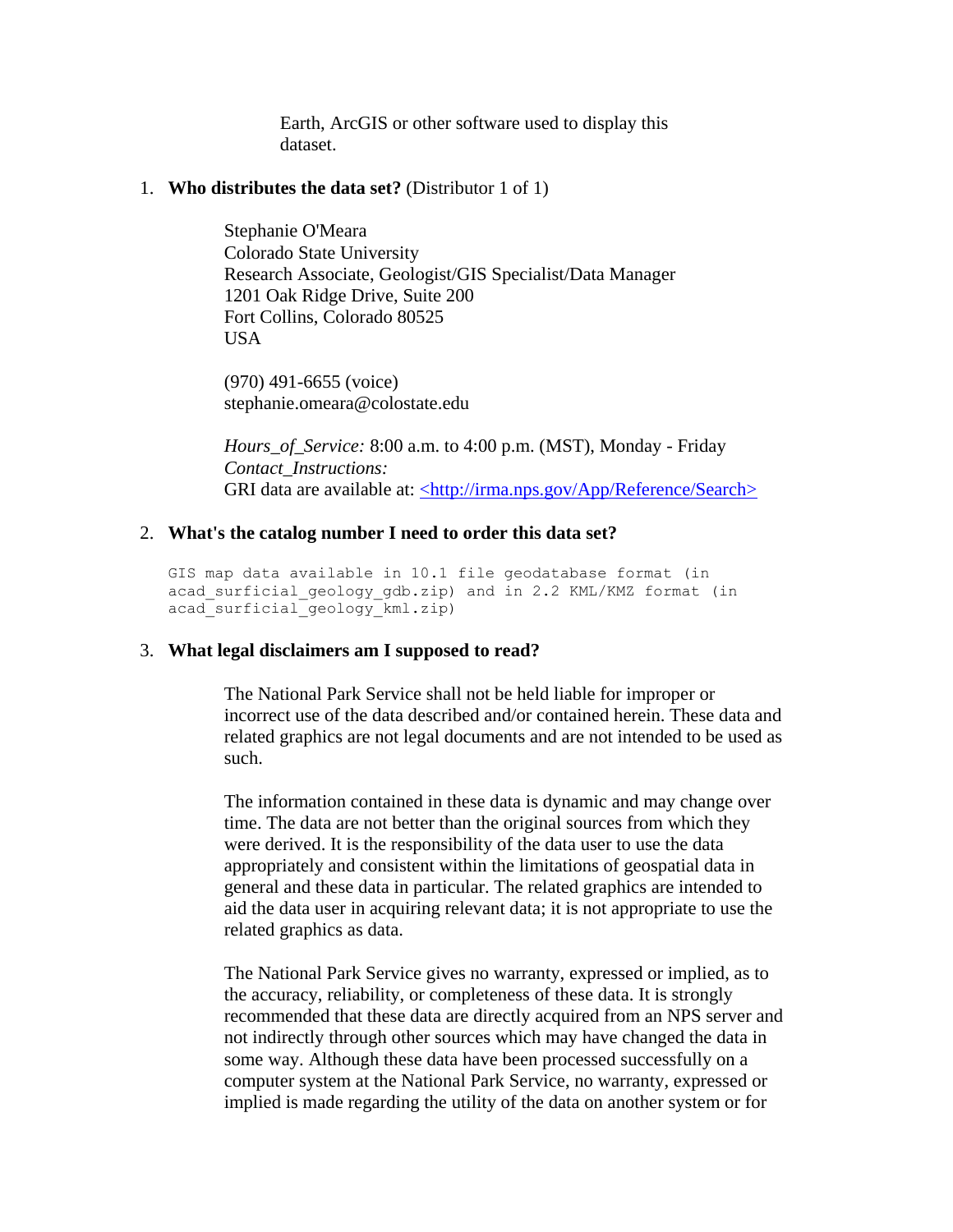Earth, ArcGIS or other software used to display this dataset.

1. **Who distributes the data set?** (Distributor 1 of 1)

   Stephanie O'Meara
   Colorado State University
   Research Associate, Geologist/GIS Specialist/Data Manager
   1201 Oak Ridge Drive, Suite 200
   Fort Collins, Colorado 80525
   USA

   (970) 491-6655 (voice)
   stephanie.omeara@colostate.edu

   *Hours_of_Service:* 8:00 a.m. to 4:00 p.m. (MST), Monday - Friday
   *Contact_Instructions:*
   GRI data are available at: <http://irma.nps.gov/App/Reference/Search>

2. **What's the catalog number I need to order this data set?**

```
GIS map data available in 10.1 file geodatabase format (in
acad_surficial_geology_gdb.zip) and in 2.2 KML/KMZ format (in
acad_surficial_geology_kml.zip)
```

3. **What legal disclaimers am I supposed to read?**

   The National Park Service shall not be held liable for improper or incorrect use of the data described and/or contained herein. These data and related graphics are not legal documents and are not intended to be used as such.

   The information contained in these data is dynamic and may change over time. The data are not better than the original sources from which they were derived. It is the responsibility of the data user to use the data appropriately and consistent within the limitations of geospatial data in general and these data in particular. The related graphics are intended to aid the data user in acquiring relevant data; it is not appropriate to use the related graphics as data.

   The National Park Service gives no warranty, expressed or implied, as to the accuracy, reliability, or completeness of these data. It is strongly recommended that these data are directly acquired from an NPS server and not indirectly through other sources which may have changed the data in some way. Although these data have been processed successfully on a computer system at the National Park Service, no warranty, expressed or implied is made regarding the utility of the data on another system or for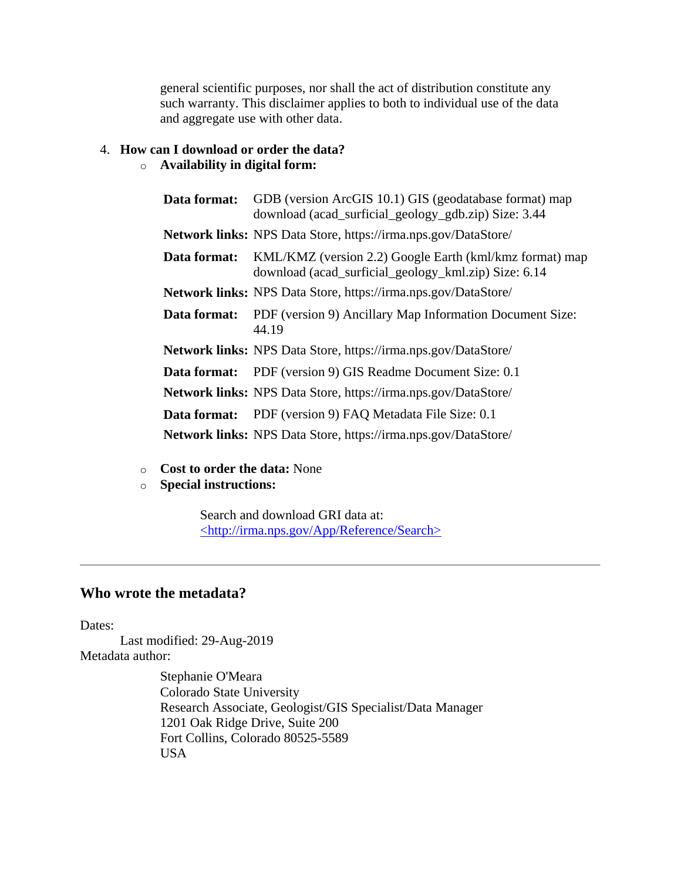general scientific purposes, nor shall the act of distribution constitute any such warranty. This disclaimer applies to both to individual use of the data and aggregate use with other data.

4. **How can I download or order the data?**
   - **Availability in digital form:**

| | |
|---|---|
| **Data format:** | GDB (version ArcGIS 10.1) GIS (geodatabase format) map download (acad_surficial_geology_gdb.zip) Size: 3.44 |
| **Network links:** | NPS Data Store, https://irma.nps.gov/DataStore/ |
| **Data format:** | KML/KMZ (version 2.2) Google Earth (kml/kmz format) map download (acad_surficial_geology_kml.zip) Size: 6.14 |
| **Network links:** | NPS Data Store, https://irma.nps.gov/DataStore/ |
| **Data format:** | PDF (version 9) Ancillary Map Information Document Size: 44.19 |
| **Network links:** | NPS Data Store, https://irma.nps.gov/DataStore/ |
| **Data format:** | PDF (version 9) GIS Readme Document Size: 0.1 |
| **Network links:** | NPS Data Store, https://irma.nps.gov/DataStore/ |
| **Data format:** | PDF (version 9) FAQ Metadata File Size: 0.1 |
| **Network links:** | NPS Data Store, https://irma.nps.gov/DataStore/ |

   - **Cost to order the data:** None
   - **Special instructions:**

     Search and download GRI data at: <http://irma.nps.gov/App/Reference/Search>

---

## Who wrote the metadata?

Dates:
    Last modified: 29-Aug-2019
Metadata author:

    Stephanie O'Meara
    Colorado State University
    Research Associate, Geologist/GIS Specialist/Data Manager
    1201 Oak Ridge Drive, Suite 200
    Fort Collins, Colorado 80525-5589
    USA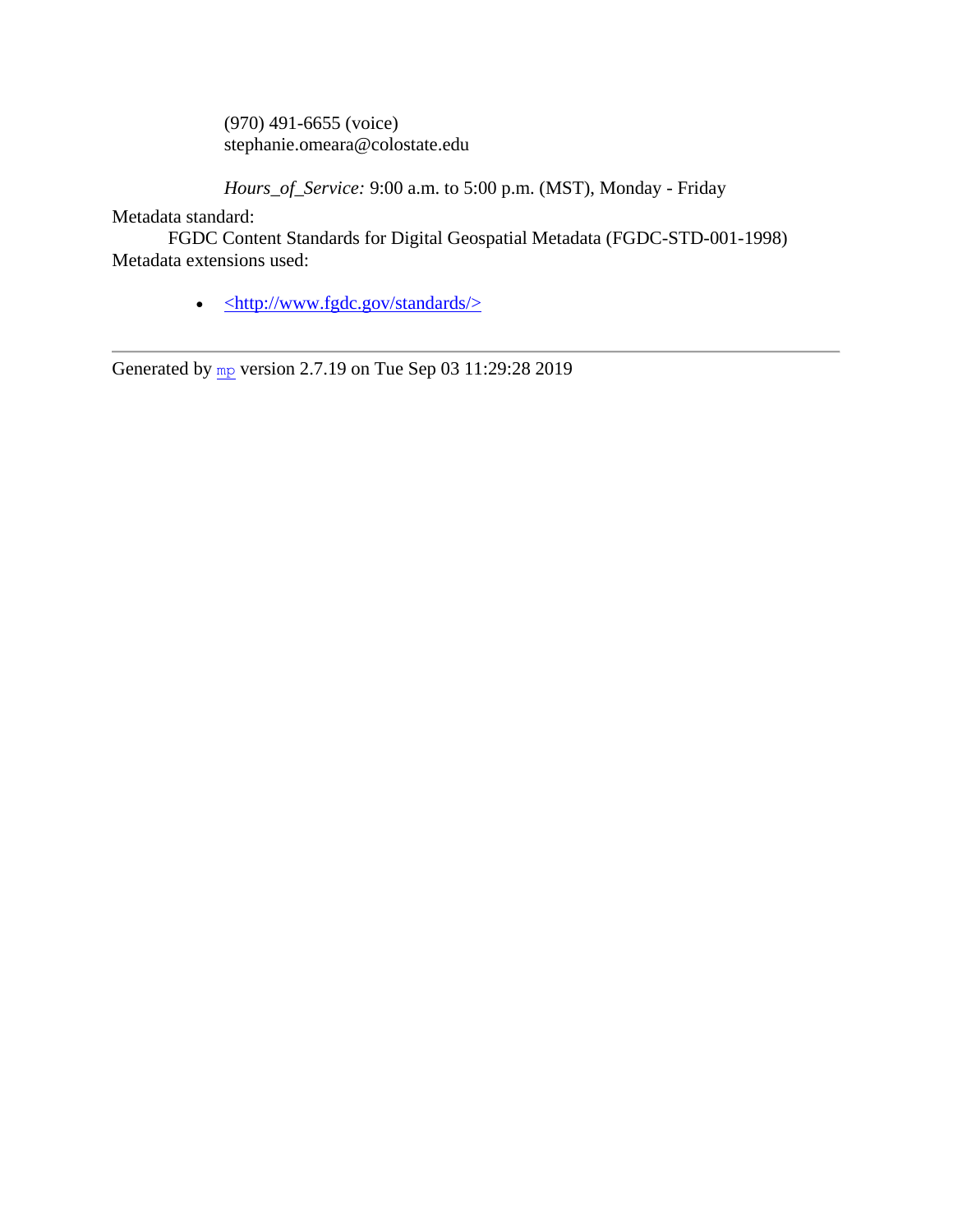(970) 491-6655 (voice)
stephanie.omeara@colostate.edu

*Hours_of_Service:* 9:00 a.m. to 5:00 p.m. (MST), Monday - Friday

Metadata standard:
FGDC Content Standards for Digital Geospatial Metadata (FGDC-STD-001-1998)

Metadata extensions used:

- <http://www.fgdc.gov/standards/>

---

Generated by mp version 2.7.19 on Tue Sep 03 11:29:28 2019